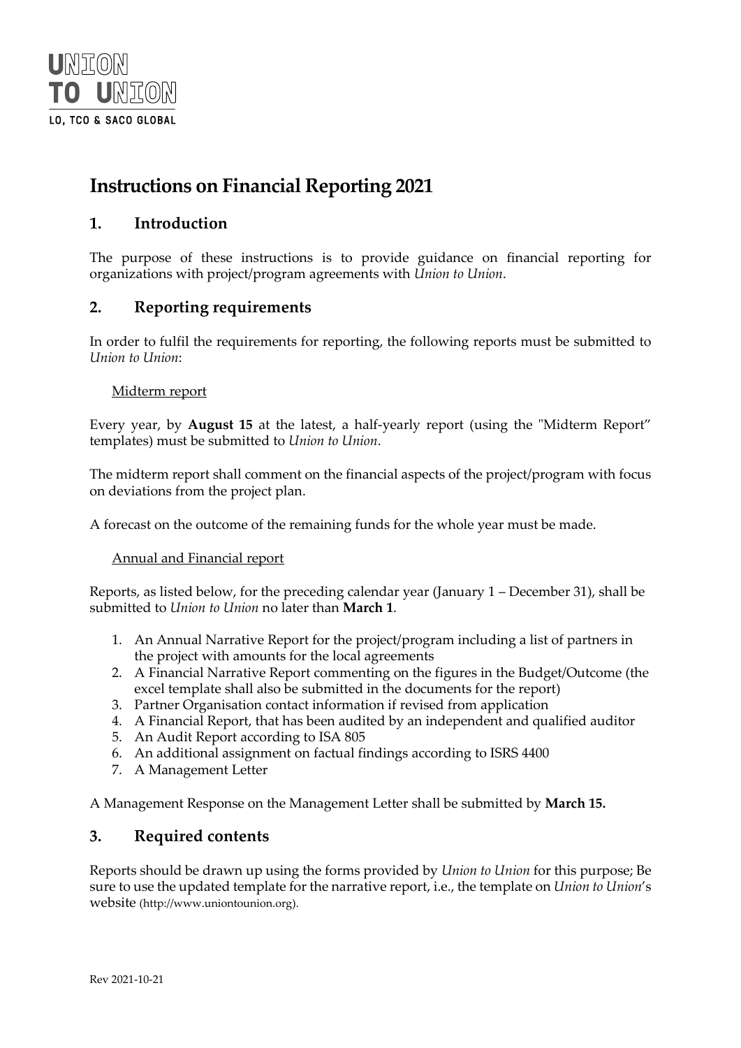UNION TO UNION

LO, TCO & SACO GLOBAL

# Instructions on Financial Reporting 2021

## 1. Introduction

The purpose of these instructions is to provide guidance on financial reporting for organizations with project/program agreements with *Union to Union*.

## 2. Reporting requirements

In order to fulfil the requirements for reporting, the following reports must be submitted to *Union to Union*:

Midterm report

Every year, by **August 15** at the latest, a half-yearly report (using the "Midterm Report" templates) must be submitted to *Union to Union*.

The midterm report shall comment on the financial aspects of the project/program with focus on deviations from the project plan.

A forecast on the outcome of the remaining funds for the whole year must be made.

Annual and Financial report

Reports, as listed below, for the preceding calendar year (January 1 – December 31), shall be submitted to *Union to Union* no later than **March 1**.

1. An Annual Narrative Report for the project/program including a list of partners in the project with amounts for the local agreements
2. A Financial Narrative Report commenting on the figures in the Budget/Outcome (the excel template shall also be submitted in the documents for the report)
3. Partner Organisation contact information if revised from application
4. A Financial Report, that has been audited by an independent and qualified auditor
5. An Audit Report according to ISA 805
6. An additional assignment on factual findings according to ISRS 4400
7. A Management Letter

A Management Response on the Management Letter shall be submitted by **March 15.**

## 3. Required contents

Reports should be drawn up using the forms provided by *Union to Union* for this purpose; Be sure to use the updated template for the narrative report, i.e., the template on *Union to Union*'s website (http://www.uniontounion.org).

Rev 2021-10-21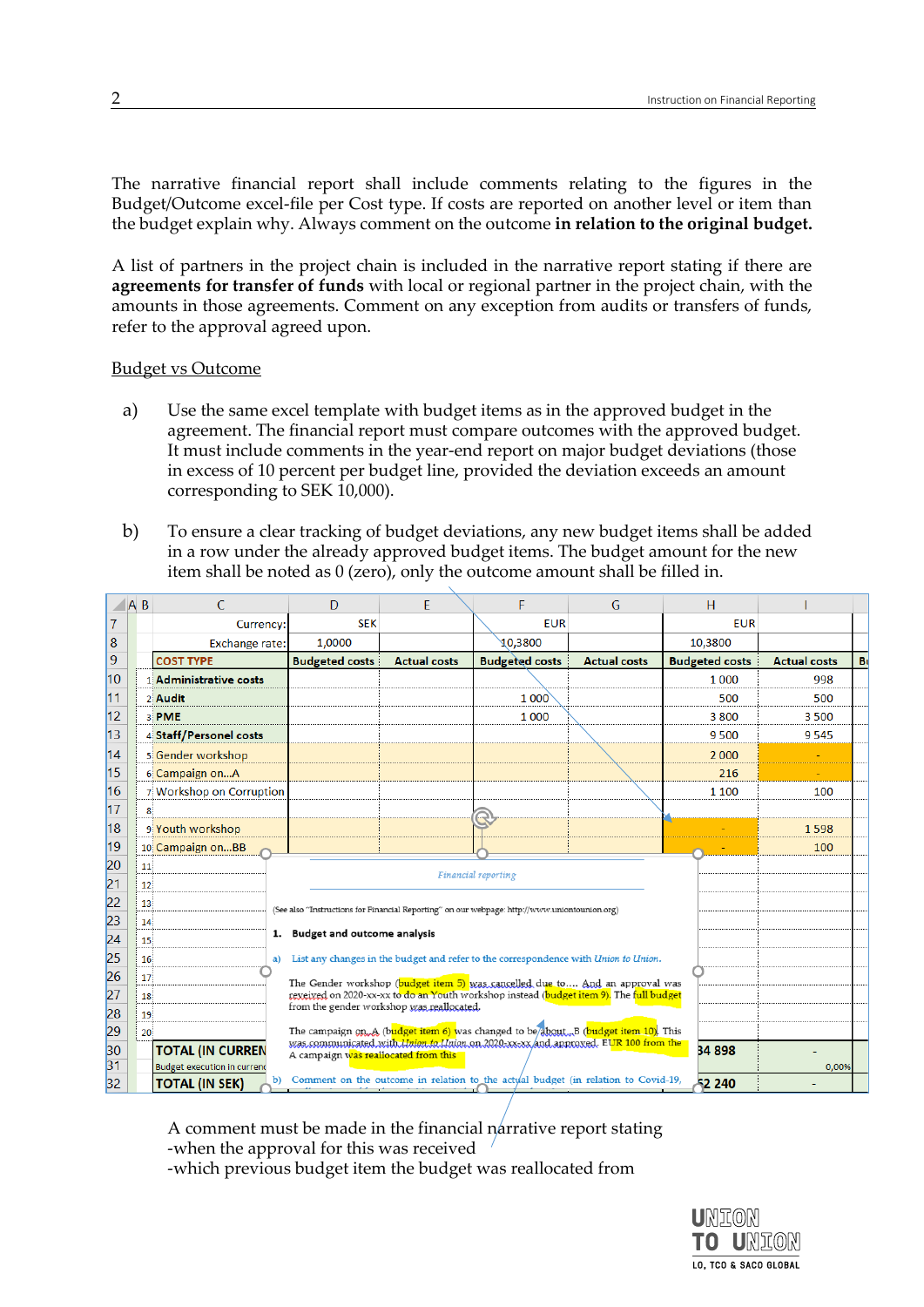The narrative financial report shall include comments relating to the figures in the Budget/Outcome excel-file per Cost type. If costs are reported on another level or item than the budget explain why. Always comment on the outcome **in relation to the original budget.**

A list of partners in the project chain is included in the narrative report stating if there are **agreements for transfer of funds** with local or regional partner in the project chain, with the amounts in those agreements. Comment on any exception from audits or transfers of funds, refer to the approval agreed upon.

Budget vs Outcome

a) Use the same excel template with budget items as in the approved budget in the agreement. The financial report must compare outcomes with the approved budget. It must include comments in the year-end report on major budget deviations (those in excess of 10 percent per budget line, provided the deviation exceeds an amount corresponding to SEK 10,000).

b) To ensure a clear tracking of budget deviations, any new budget items shall be added in a row under the already approved budget items. The budget amount for the new item shall be noted as 0 (zero), only the outcome amount shall be filled in.

| | | Currency: | SEK | | EUR | | EUR | |
|---|---|---|---|---|---|---|---|---|
| | | Exchange rate: | 1,0000 | | 10,3800 | | 10,3800 | |
| | | COST TYPE | Budgeted costs | Actual costs | Budgeted costs | Actual costs | Budgeted costs | Actual costs |
| | 1 | Administrative costs | | | | | 1 000 | 998 |
| | 2 | Audit | | | 1 000 | | 500 | 500 |
| | 3 | PME | | | 1 000 | | 3 800 | 3 500 |
| | 4 | Staff/Personel costs | | | | | 9 500 | 9 545 |
| | 5 | Gender workshop | | | | | 2 000 | - |
| | 6 | Campaign on...A | | | | | 216 | - |
| | 7 | Workshop on Corruption | | | | | 1 100 | 100 |
| | 8 | | | | | | | |
| | 9 | Youth workshop | | | | | - | 1 598 |
| | 10 | Campaign on...BB | | | | | - | 100 |
| | 11–20 | | | | | | | |
| | | TOTAL (IN CURREN | | | | | 34 898 | - |
| | | Budget execution in curren | | | | | | 0,00% |
| | | TOTAL (IN SEK) | | | | | 52 240 | - |

*Financial reporting*

(See also "Instructions for Financial Reporting" on our webpage: http://www.uniontounion.org)

**1. Budget and outcome analysis**

a) List any changes in the budget and refer to the correspondence with *Union to Union*.

The Gender workshop (budget item 5) was cancelled due to…. And an approval was received on 2020-xx-xx to do an Youth workshop instead (budget item 9). The full budget from the gender workshop was reallocated.

The campaign on A (budget item 6) was changed to be about B (budget item 10). This was communicated with *Union to Union* on 2020-xx-xx and approved. EUR 100 from the A campaign was reallocated from this

b) Comment on the outcome in relation to the actual budget (in relation to Covid-19,

A comment must be made in the financial narrative report stating
-when the approval for this was received
-which previous budget item the budget was reallocated from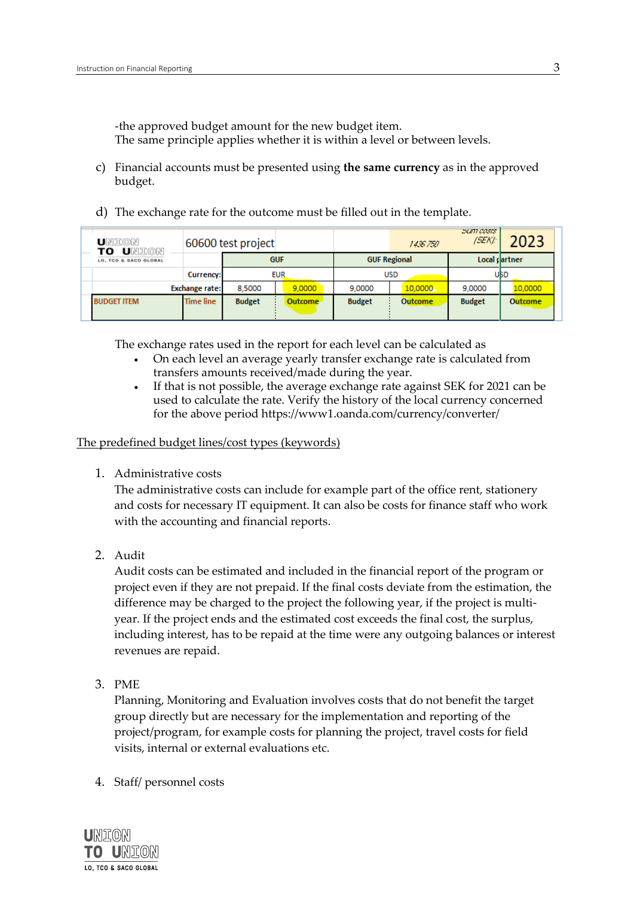-the approved budget amount for the new budget item.
The same principle applies whether it is within a level or between levels.

c) Financial accounts must be presented using **the same currency** as in the approved budget.

d) The exchange rate for the outcome must be filled out in the template.

| UNION TO UNION LO, TCO & SACO GLOBAL | 60600 test project | | | | 1436 750 | Sum costs (SEK): | 2023 |
|---|---|---|---|---|---|---|---|
| | | GUF | | GUF Regional | | Local partner | |
| | Currency: | EUR | | USD | | USD | |
| | Exchange rate: | 8,5000 | 9,0000 | 9,0000 | 10,0000 | 9,0000 | 10,0000 |
| BUDGET ITEM | Time line | Budget | Outcome | Budget | Outcome | Budget | Outcome |

The exchange rates used in the report for each level can be calculated as

- On each level an average yearly transfer exchange rate is calculated from transfers amounts received/made during the year.
- If that is not possible, the average exchange rate against SEK for 2021 can be used to calculate the rate. Verify the history of the local currency concerned for the above period https://www1.oanda.com/currency/converter/

The predefined budget lines/cost types (keywords)

1. Administrative costs
   The administrative costs can include for example part of the office rent, stationery and costs for necessary IT equipment. It can also be costs for finance staff who work with the accounting and financial reports.

2. Audit
   Audit costs can be estimated and included in the financial report of the program or project even if they are not prepaid. If the final costs deviate from the estimation, the difference may be charged to the project the following year, if the project is multi-year. If the project ends and the estimated cost exceeds the final cost, the surplus, including interest, has to be repaid at the time were any outgoing balances or interest revenues are repaid.

3. PME
   Planning, Monitoring and Evaluation involves costs that do not benefit the target group directly but are necessary for the implementation and reporting of the project/program, for example costs for planning the project, travel costs for field visits, internal or external evaluations etc.

4. Staff/ personnel costs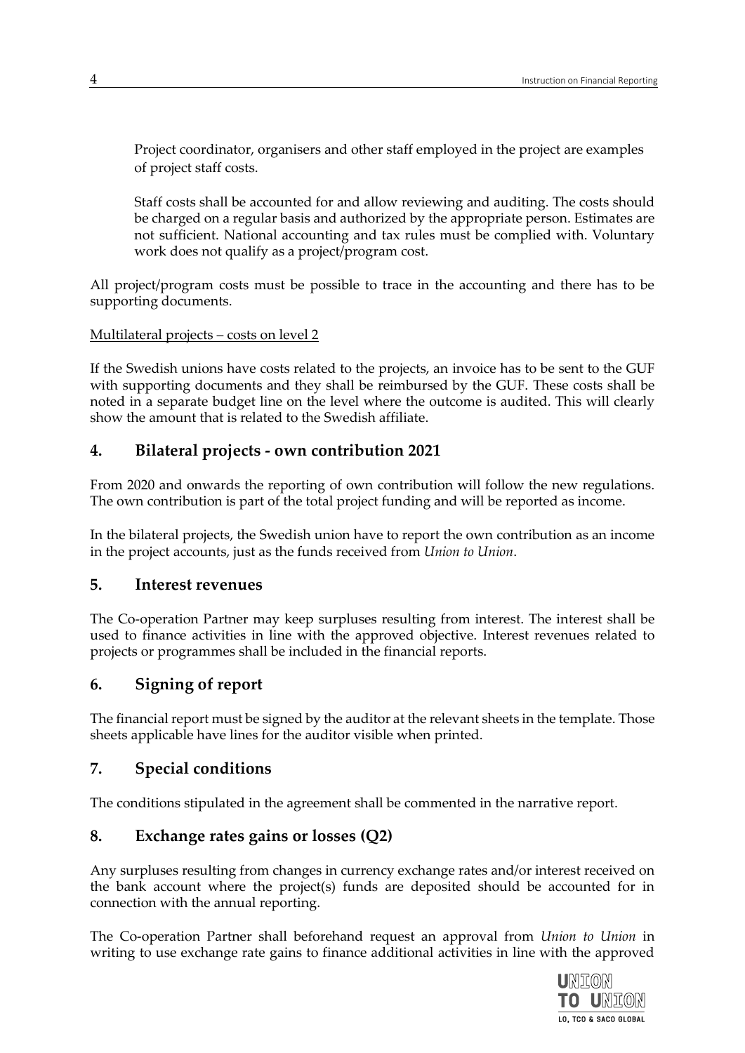Project coordinator, organisers and other staff employed in the project are examples of project staff costs.

Staff costs shall be accounted for and allow reviewing and auditing. The costs should be charged on a regular basis and authorized by the appropriate person. Estimates are not sufficient. National accounting and tax rules must be complied with. Voluntary work does not qualify as a project/program cost.

All project/program costs must be possible to trace in the accounting and there has to be supporting documents.

Multilateral projects – costs on level 2

If the Swedish unions have costs related to the projects, an invoice has to be sent to the GUF with supporting documents and they shall be reimbursed by the GUF. These costs shall be noted in a separate budget line on the level where the outcome is audited. This will clearly show the amount that is related to the Swedish affiliate.

## 4. Bilateral projects - own contribution 2021

From 2020 and onwards the reporting of own contribution will follow the new regulations. The own contribution is part of the total project funding and will be reported as income.

In the bilateral projects, the Swedish union have to report the own contribution as an income in the project accounts, just as the funds received from *Union to Union*.

## 5. Interest revenues

The Co-operation Partner may keep surpluses resulting from interest. The interest shall be used to finance activities in line with the approved objective. Interest revenues related to projects or programmes shall be included in the financial reports.

## 6. Signing of report

The financial report must be signed by the auditor at the relevant sheets in the template. Those sheets applicable have lines for the auditor visible when printed.

## 7. Special conditions

The conditions stipulated in the agreement shall be commented in the narrative report.

## 8. Exchange rates gains or losses (Q2)

Any surpluses resulting from changes in currency exchange rates and/or interest received on the bank account where the project(s) funds are deposited should be accounted for in connection with the annual reporting.

The Co-operation Partner shall beforehand request an approval from *Union to Union* in writing to use exchange rate gains to finance additional activities in line with the approved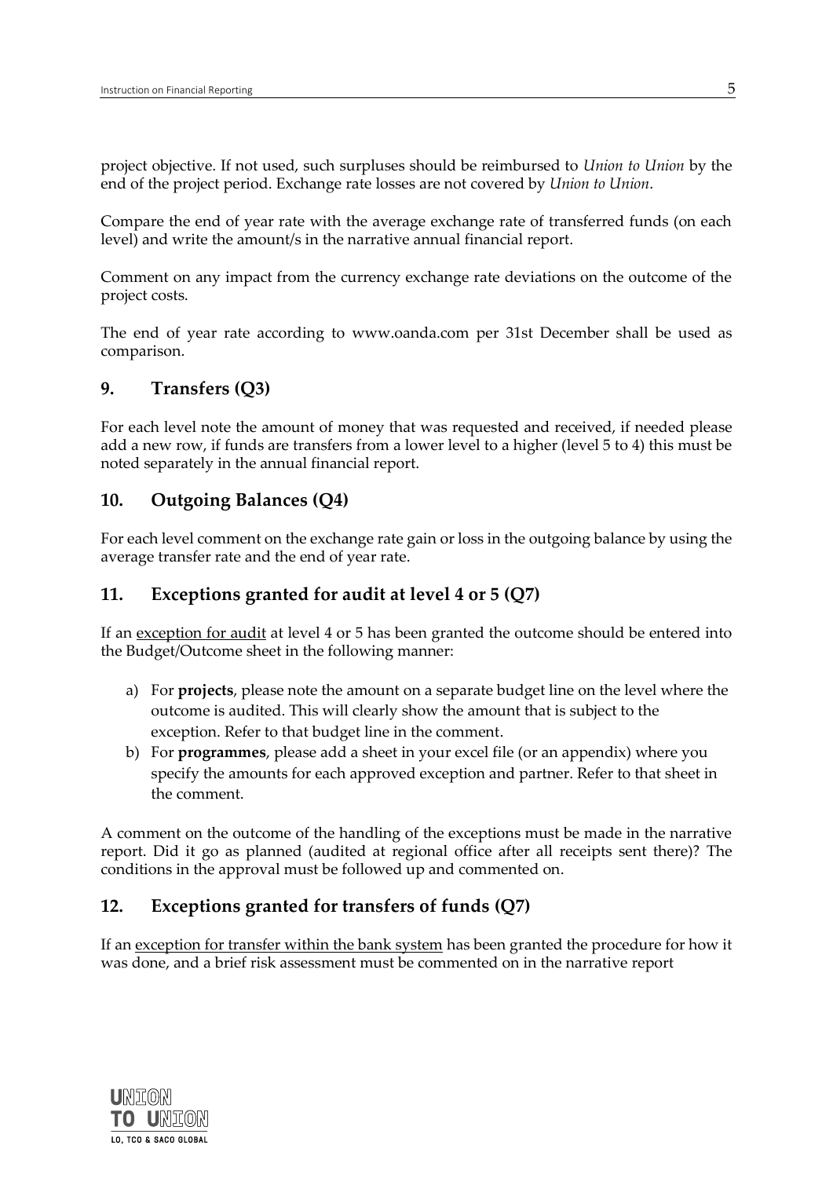project objective. If not used, such surpluses should be reimbursed to *Union to Union* by the end of the project period. Exchange rate losses are not covered by *Union to Union*.

Compare the end of year rate with the average exchange rate of transferred funds (on each level) and write the amount/s in the narrative annual financial report.

Comment on any impact from the currency exchange rate deviations on the outcome of the project costs.

The end of year rate according to www.oanda.com per 31st December shall be used as comparison.

## 9. Transfers (Q3)

For each level note the amount of money that was requested and received, if needed please add a new row, if funds are transfers from a lower level to a higher (level 5 to 4) this must be noted separately in the annual financial report.

## 10. Outgoing Balances (Q4)

For each level comment on the exchange rate gain or loss in the outgoing balance by using the average transfer rate and the end of year rate.

## 11. Exceptions granted for audit at level 4 or 5 (Q7)

If an exception for audit at level 4 or 5 has been granted the outcome should be entered into the Budget/Outcome sheet in the following manner:

a) For **projects**, please note the amount on a separate budget line on the level where the outcome is audited. This will clearly show the amount that is subject to the exception. Refer to that budget line in the comment.
b) For **programmes**, please add a sheet in your excel file (or an appendix) where you specify the amounts for each approved exception and partner. Refer to that sheet in the comment.

A comment on the outcome of the handling of the exceptions must be made in the narrative report. Did it go as planned (audited at regional office after all receipts sent there)? The conditions in the approval must be followed up and commented on.

## 12. Exceptions granted for transfers of funds (Q7)

If an exception for transfer within the bank system has been granted the procedure for how it was done, and a brief risk assessment must be commented on in the narrative report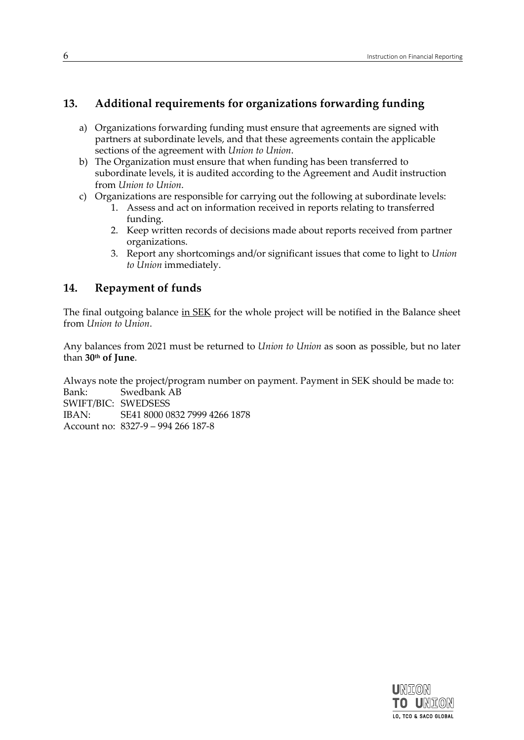## 13. Additional requirements for organizations forwarding funding

a) Organizations forwarding funding must ensure that agreements are signed with partners at subordinate levels, and that these agreements contain the applicable sections of the agreement with *Union to Union*.

b) The Organization must ensure that when funding has been transferred to subordinate levels, it is audited according to the Agreement and Audit instruction from *Union to Union*.

c) Organizations are responsible for carrying out the following at subordinate levels:
   1. Assess and act on information received in reports relating to transferred funding.
   2. Keep written records of decisions made about reports received from partner organizations.
   3. Report any shortcomings and/or significant issues that come to light to *Union to Union* immediately.

## 14. Repayment of funds

The final outgoing balance <u>in SEK</u> for the whole project will be notified in the Balance sheet from *Union to Union*.

Any balances from 2021 must be returned to *Union to Union* as soon as possible, but no later than **30th of June**.

Always note the project/program number on payment. Payment in SEK should be made to:
Bank: Swedbank AB
SWIFT/BIC: SWEDSESS
IBAN: SE41 8000 0832 7999 4266 1878
Account no: 8327-9 – 994 266 187-8